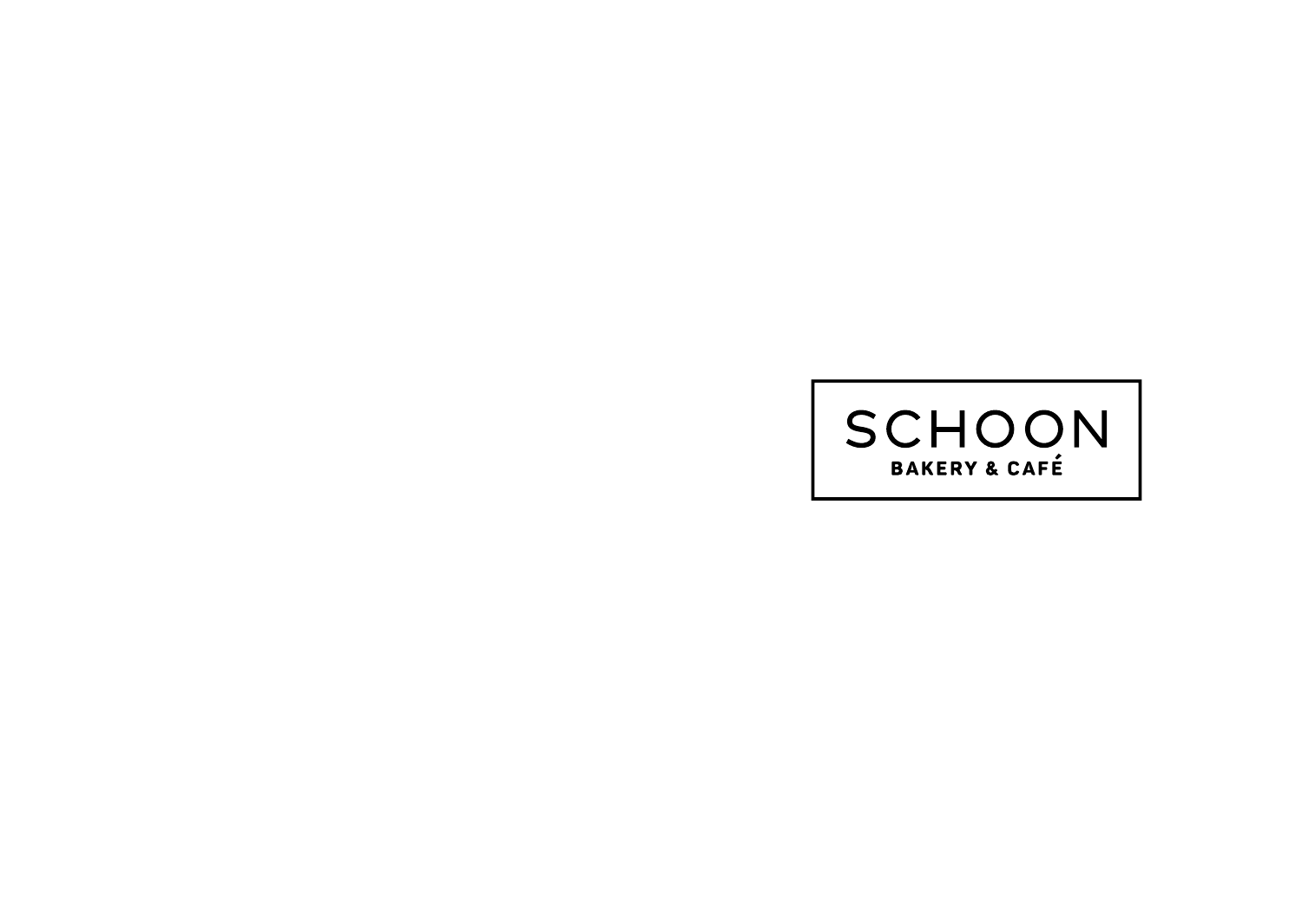# SCHOON

**BAKERY & CAFÉ**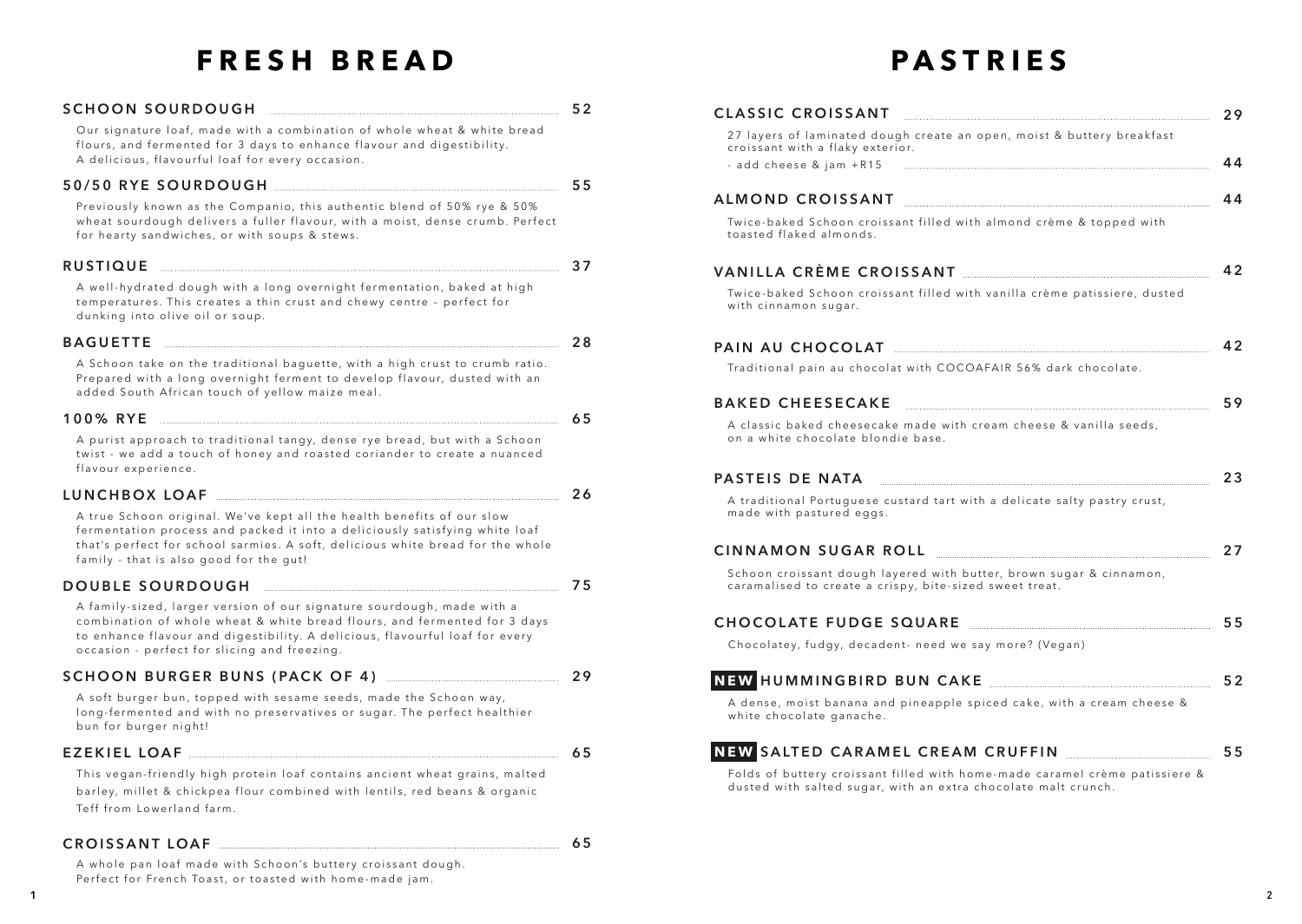# FRESH BREAD

### SCHOON SOURDOUGH — 52

Our signature loaf, made with a combination of whole wheat & white bread flours, and fermented for 3 days to enhance flavour and digestibility. A delicious, flavourful loaf for every occasion.

### 50/50 RYE SOURDOUGH — 55

Previously known as the Companio, this authentic blend of 50% rye & 50% wheat sourdough delivers a fuller flavour, with a moist, dense crumb. Perfect for hearty sandwiches, or with soups & stews.

### RUSTIQUE — 37

A well-hydrated dough with a long overnight fermentation, baked at high temperatures. This creates a thin crust and chewy centre – perfect for dunking into olive oil or soup.

### BAGUETTE — 28

A Schoon take on the traditional baguette, with a high crust to crumb ratio. Prepared with a long overnight ferment to develop flavour, dusted with an added South African touch of yellow maize meal.

### 100% RYE — 65

A purist approach to traditional tangy, dense rye bread, but with a Schoon twist - we add a touch of honey and roasted coriander to create a nuanced flavour experience.

### LUNCHBOX LOAF — 26

A true Schoon original. We've kept all the health benefits of our slow fermentation process and packed it into a deliciously satisfying white loaf that's perfect for school sarmies. A soft, delicious white bread for the whole family - that is also good for the gut!

### DOUBLE SOURDOUGH — 75

A family-sized, larger version of our signature sourdough, made with a combination of whole wheat & white bread flours, and fermented for 3 days to enhance flavour and digestibility. A delicious, flavourful loaf for every occasion - perfect for slicing and freezing.

### SCHOON BURGER BUNS (PACK OF 4) — 29

A soft burger bun, topped with sesame seeds, made the Schoon way, long-fermented and with no preservatives or sugar. The perfect healthier bun for burger night!

### EZEKIEL LOAF — 65

This vegan-friendly high protein loaf contains ancient wheat grains, malted barley, millet & chickpea flour combined with lentils, red beans & organic Teff from Lowerland farm.

### CROISSANT LOAF — 65

A whole pan loaf made with Schoon's buttery croissant dough. Perfect for French Toast, or toasted with home-made jam.

# PASTRIES

### CLASSIC CROISSANT — 29

27 layers of laminated dough create an open, moist & buttery breakfast croissant with a flaky exterior.

- add cheese & jam +R15 — 44

### ALMOND CROISSANT — 44

Twice-baked Schoon croissant filled with almond crème & topped with toasted flaked almonds.

### VANILLA CRÈME CROISSANT — 42

Twice-baked Schoon croissant filled with vanilla crème patissiere, dusted with cinnamon sugar.

### PAIN AU CHOCOLAT — 42

Traditional pain au chocolat with COCOAFAIR 56% dark chocolate.

### BAKED CHEESECAKE — 59

A classic baked cheesecake made with cream cheese & vanilla seeds, on a white chocolate blondie base.

### PASTEIS DE NATA — 23

A traditional Portuguese custard tart with a delicate salty pastry crust, made with pastured eggs.

### CINNAMON SUGAR ROLL — 27

Schoon croissant dough layered with butter, brown sugar & cinnamon, caramalised to create a crispy, bite-sized sweet treat.

### CHOCOLATE FUDGE SQUARE — 55

Chocolatey, fudgy, decadent- need we say more? (Vegan)

### NEW HUMMINGBIRD BUN CAKE — 52

A dense, moist banana and pineapple spiced cake, with a cream cheese & white chocolate ganache.

### NEW SALTED CARAMEL CREAM CRUFFIN — 55

Folds of buttery croissant filled with home-made caramel crème patissiere & dusted with salted sugar, with an extra chocolate malt crunch.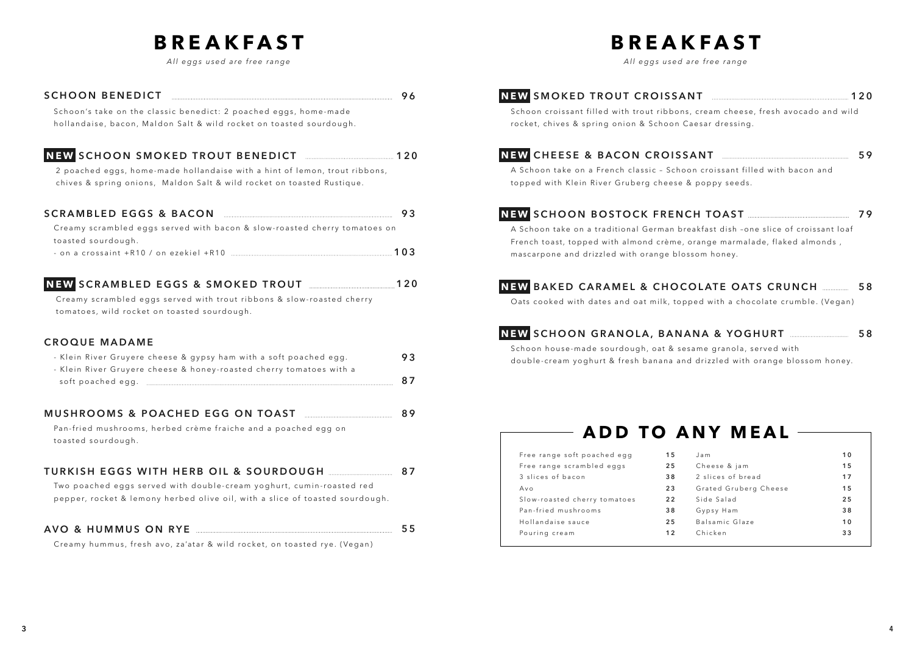# BREAKFAST

*All eggs used are free range*

### SCHOON BENEDICT — 96

Schoon's take on the classic benedict: 2 poached eggs, home-made hollandaise, bacon, Maldon Salt & wild rocket on toasted sourdough.

### **NEW** SCHOON SMOKED TROUT BENEDICT — 120

2 poached eggs, home-made hollandaise with a hint of lemon, trout ribbons, chives & spring onions, Maldon Salt & wild rocket on toasted Rustique.

### SCRAMBLED EGGS & BACON — 93

Creamy scrambled eggs served with bacon & slow-roasted cherry tomatoes on toasted sourdough.

- on a crossaint +R10 / on ezekiel +R10 — 103

### **NEW** SCRAMBLED EGGS & SMOKED TROUT — 120

Creamy scrambled eggs served with trout ribbons & slow-roasted cherry tomatoes, wild rocket on toasted sourdough.

### CROQUE MADAME

- Klein River Gruyere cheese & gypsy ham with a soft poached egg. — 93
- Klein River Gruyere cheese & honey-roasted cherry tomatoes with a soft poached egg. — 87

### MUSHROOMS & POACHED EGG ON TOAST — 89

Pan-fried mushrooms, herbed crème fraiche and a poached egg on toasted sourdough.

### TURKISH EGGS WITH HERB OIL & SOURDOUGH — 87

Two poached eggs served with double-cream yoghurt, cumin-roasted red pepper, rocket & lemony herbed olive oil, with a slice of toasted sourdough.

### AVO & HUMMUS ON RYE — 55

Creamy hummus, fresh avo, za'atar & wild rocket, on toasted rye. (Vegan)

# BREAKFAST

*All eggs used are free range*

### **NEW** SMOKED TROUT CROISSANT — 120

Schoon croissant filled with trout ribbons, cream cheese, fresh avocado and wild rocket, chives & spring onion & Schoon Caesar dressing.

### **NEW** CHEESE & BACON CROISSANT — 59

A Schoon take on a French classic – Schoon croissant filled with bacon and topped with Klein River Gruberg cheese & poppy seeds.

### **NEW** SCHOON BOSTOCK FRENCH TOAST — 79

A Schoon take on a traditional German breakfast dish –one slice of croissant loaf French toast, topped with almond crème, orange marmalade, flaked almonds , mascarpone and drizzled with orange blossom honey.

### **NEW** BAKED CARAMEL & CHOCOLATE OATS CRUNCH — 58

Oats cooked with dates and oat milk, topped with a chocolate crumble. (Vegan)

### **NEW** SCHOON GRANOLA, BANANA & YOGHURT — 58

Schoon house-made sourdough, oat & sesame granola, served with double-cream yoghurt & fresh banana and drizzled with orange blossom honey.

## ADD TO ANY MEAL

| Item | Price | Item | Price |
|---|---|---|---|
| Free range soft poached egg | 15 | Jam | 10 |
| Free range scrambled eggs | 25 | Cheese & jam | 15 |
| 3 slices of bacon | 38 | 2 slices of bread | 17 |
| Avo | 23 | Grated Gruberg Cheese | 15 |
| Slow-roasted cherry tomatoes | 22 | Side Salad | 25 |
| Pan-fried mushrooms | 38 | Gypsy Ham | 38 |
| Hollandaise sauce | 25 | Balsamic Glaze | 10 |
| Pouring cream | 12 | Chicken | 33 |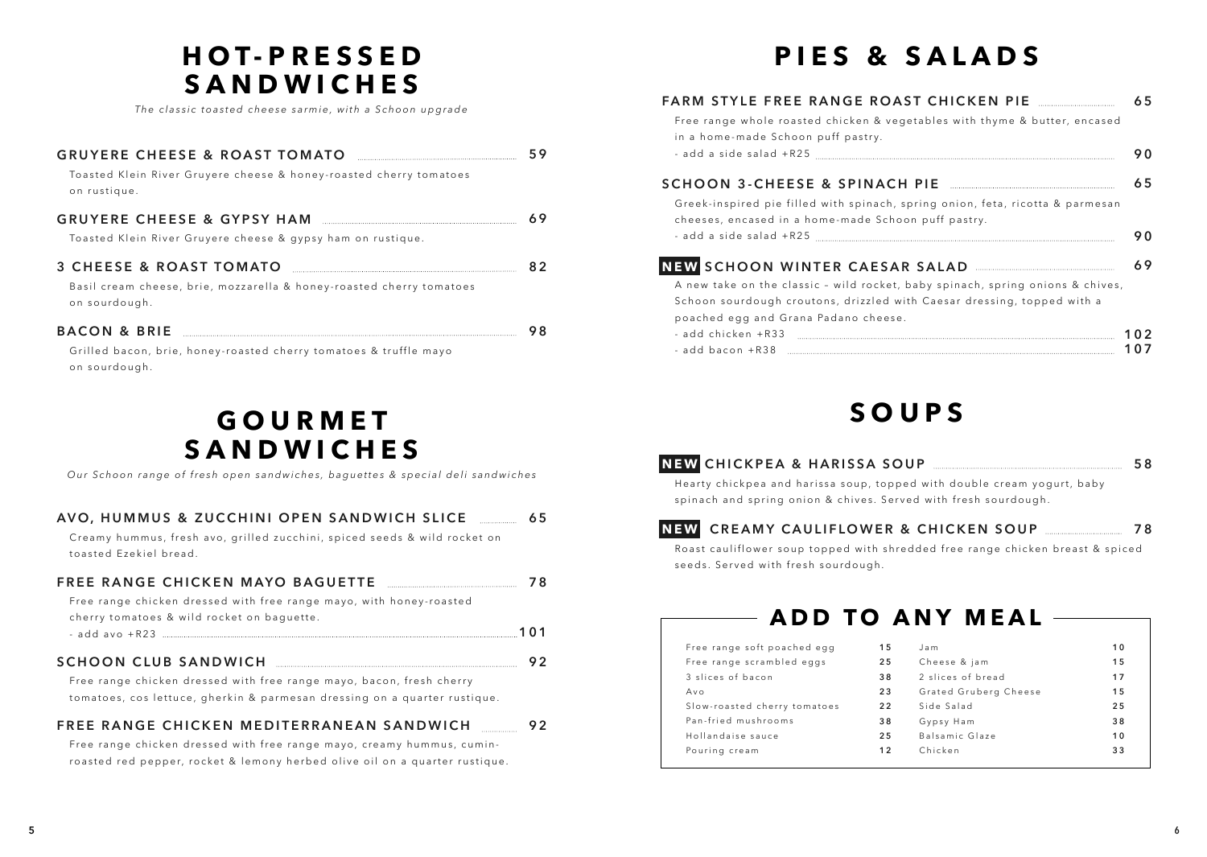# HOT-PRESSED SANDWICHES

*The classic toasted cheese sarmie, with a Schoon upgrade*

**GRUYERE CHEESE & ROAST TOMATO** — 59

Toasted Klein River Gruyere cheese & honey-roasted cherry tomatoes on rustique.

**GRUYERE CHEESE & GYPSY HAM** — 69

Toasted Klein River Gruyere cheese & gypsy ham on rustique.

**3 CHEESE & ROAST TOMATO** — 82

Basil cream cheese, brie, mozzarella & honey-roasted cherry tomatoes on sourdough.

**BACON & BRIE** — 98

Grilled bacon, brie, honey-roasted cherry tomatoes & truffle mayo on sourdough.

# GOURMET SANDWICHES

*Our Schoon range of fresh open sandwiches, baguettes & special deli sandwiches*

**AVO, HUMMUS & ZUCCHINI OPEN SANDWICH SLICE** — 65

Creamy hummus, fresh avo, grilled zucchini, spiced seeds & wild rocket on toasted Ezekiel bread.

**FREE RANGE CHICKEN MAYO BAGUETTE** — 78

Free range chicken dressed with free range mayo, with honey-roasted cherry tomatoes & wild rocket on baguette.

- add avo +R23 — 101

**SCHOON CLUB SANDWICH** — 92

Free range chicken dressed with free range mayo, bacon, fresh cherry tomatoes, cos lettuce, gherkin & parmesan dressing on a quarter rustique.

**FREE RANGE CHICKEN MEDITERRANEAN SANDWICH** — 92

Free range chicken dressed with free range mayo, creamy hummus, cumin-roasted red pepper, rocket & lemony herbed olive oil on a quarter rustique.

# PIES & SALADS

**FARM STYLE FREE RANGE ROAST CHICKEN PIE** — 65

Free range whole roasted chicken & vegetables with thyme & butter, encased in a home-made Schoon puff pastry.

- add a side salad +R25 — 90

**SCHOON 3-CHEESE & SPINACH PIE** — 65

Greek-inspired pie filled with spinach, spring onion, feta, ricotta & parmesan cheeses, encased in a home-made Schoon puff pastry.

- add a side salad +R25 — 90

**NEW SCHOON WINTER CAESAR SALAD** — 69

A new take on the classic – wild rocket, baby spinach, spring onions & chives, Schoon sourdough croutons, drizzled with Caesar dressing, topped with a poached egg and Grana Padano cheese.

- add chicken +R33 — 102
- add bacon +R38 — 107

# SOUPS

**NEW CHICKPEA & HARISSA SOUP** — 58

Hearty chickpea and harissa soup, topped with double cream yogurt, baby spinach and spring onion & chives. Served with fresh sourdough.

**NEW CREAMY CAULIFLOWER & CHICKEN SOUP** — 78

Roast cauliflower soup topped with shredded free range chicken breast & spiced seeds. Served with fresh sourdough.

# ADD TO ANY MEAL

| Item | Price | Item | Price |
|---|---|---|---|
| Free range soft poached egg | 15 | Jam | 10 |
| Free range scrambled eggs | 25 | Cheese & jam | 15 |
| 3 slices of bacon | 38 | 2 slices of bread | 17 |
| Avo | 23 | Grated Gruberg Cheese | 15 |
| Slow-roasted cherry tomatoes | 22 | Side Salad | 25 |
| Pan-fried mushrooms | 38 | Gypsy Ham | 38 |
| Hollandaise sauce | 25 | Balsamic Glaze | 10 |
| Pouring cream | 12 | Chicken | 33 |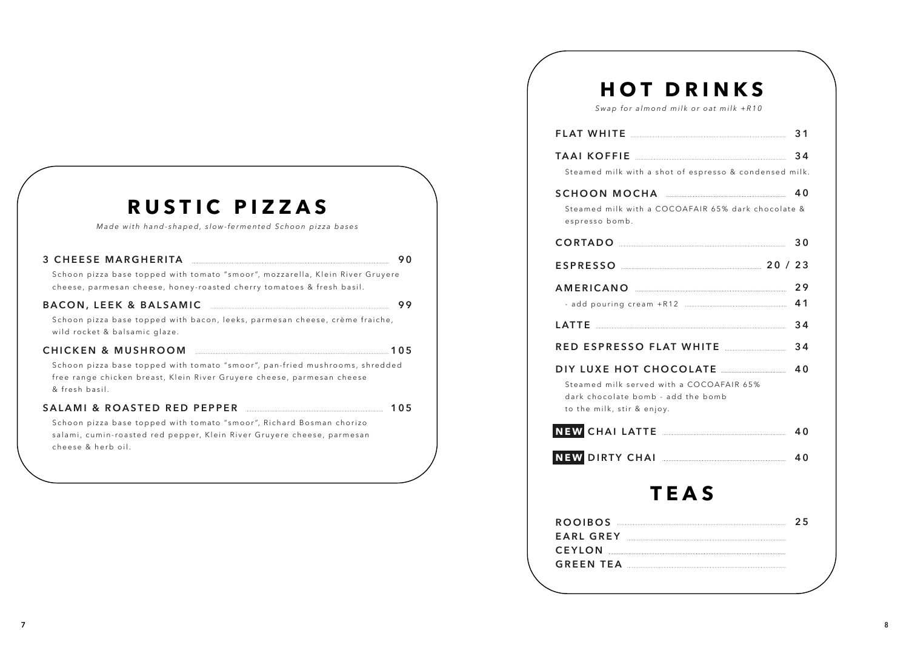# RUSTIC PIZZAS

*Made with hand-shaped, slow-fermented Schoon pizza bases*

**3 CHEESE MARGHERITA** — 90

Schoon pizza base topped with tomato "smoor", mozzarella, Klein River Gruyere cheese, parmesan cheese, honey-roasted cherry tomatoes & fresh basil.

**BACON, LEEK & BALSAMIC** — 99

Schoon pizza base topped with bacon, leeks, parmesan cheese, crème fraiche, wild rocket & balsamic glaze.

**CHICKEN & MUSHROOM** — 105

Schoon pizza base topped with tomato "smoor", pan-fried mushrooms, shredded free range chicken breast, Klein River Gruyere cheese, parmesan cheese & fresh basil.

**SALAMI & ROASTED RED PEPPER** — 105

Schoon pizza base topped with tomato "smoor", Richard Bosman chorizo salami, cumin-roasted red pepper, Klein River Gruyere cheese, parmesan cheese & herb oil.

# HOT DRINKS

*Swap for almond milk or oat milk +R10*

**FLAT WHITE** — 31

**TAAI KOFFIE** — 34

Steamed milk with a shot of espresso & condensed milk.

**SCHOON MOCHA** — 40

Steamed milk with a COCOAFAIR 65% dark chocolate & espresso bomb.

**CORTADO** — 30

**ESPRESSO** — 20 / 23

**AMERICANO** — 29

- add pouring cream +R12 — 41

**LATTE** — 34

**RED ESPRESSO FLAT WHITE** — 34

**DIY LUXE HOT CHOCOLATE** — 40

Steamed milk served with a COCOAFAIR 65% dark chocolate bomb - add the bomb to the milk, stir & enjoy.

**NEW CHAI LATTE** — 40

**NEW DIRTY CHAI** — 40

# TEAS

**ROOIBOS** — 25

**EARL GREY**

**CEYLON**

**GREEN TEA**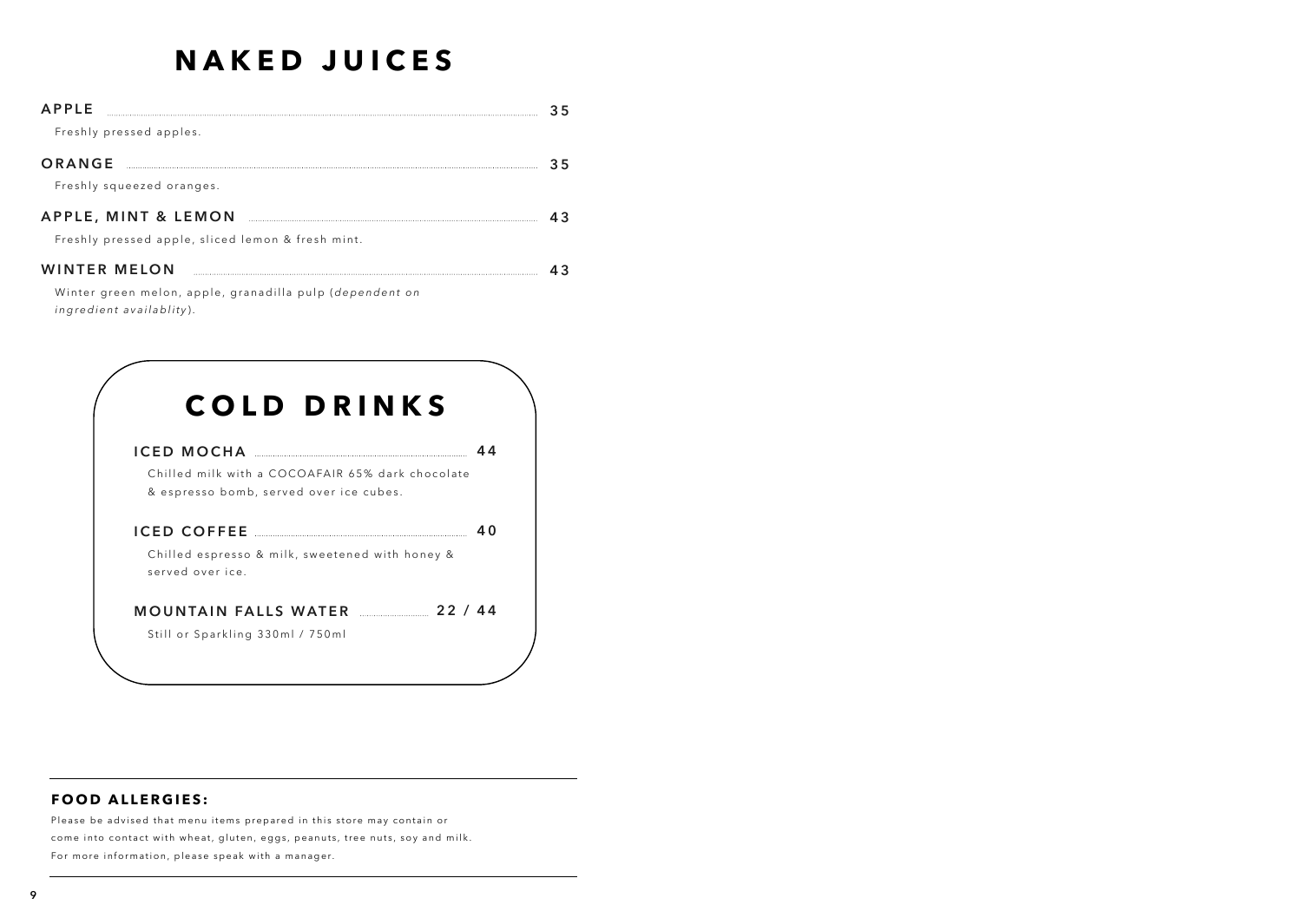# NAKED JUICES

**APPLE** ........ **35**

Freshly pressed apples.

**ORANGE** ........ **35**

Freshly squeezed oranges.

**APPLE, MINT & LEMON** ........ **43**

Freshly pressed apple, sliced lemon & fresh mint.

**WINTER MELON** ........ **43**

Winter green melon, apple, granadilla pulp (*dependent on ingredient availablity*).

# COLD DRINKS

**ICED MOCHA** ........ **44**

Chilled milk with a COCOAFAIR 65% dark chocolate & espresso bomb, served over ice cubes.

**ICED COFFEE** ........ **40**

Chilled espresso & milk, sweetened with honey & served over ice.

**MOUNTAIN FALLS WATER** ........ **22 / 44**

Still or Sparkling 330ml / 750ml

---

### FOOD ALLERGIES:

Please be advised that menu items prepared in this store may contain or come into contact with wheat, gluten, eggs, peanuts, tree nuts, soy and milk. For more information, please speak with a manager.

---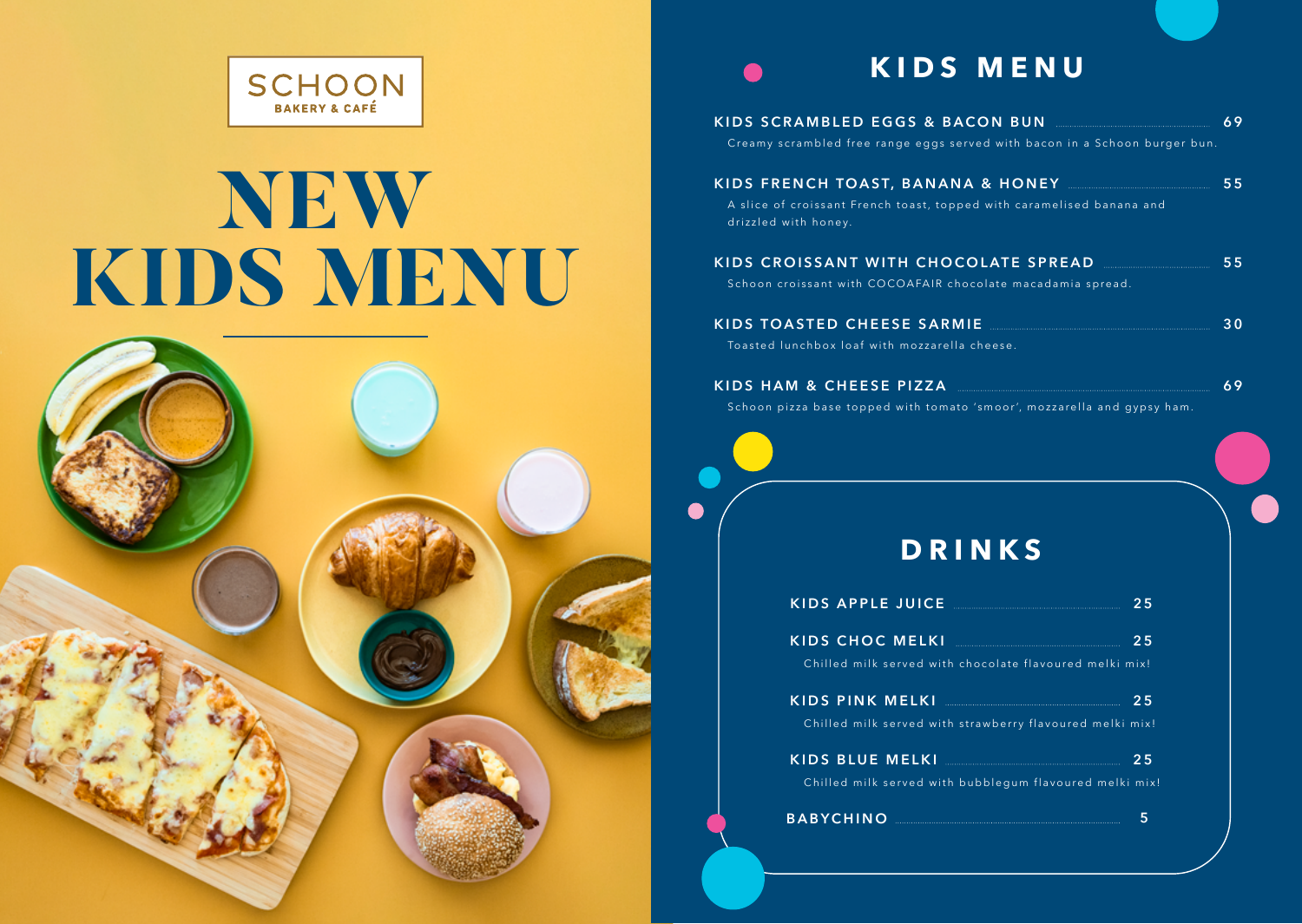SCHOON
BAKERY & CAFÉ

# NEW KIDS MENU

## KIDS MENU

**KIDS SCRAMBLED EGGS & BACON BUN** ........ 69
Creamy scrambled free range eggs served with bacon in a Schoon burger bun.

**KIDS FRENCH TOAST, BANANA & HONEY** ........ 55
A slice of croissant French toast, topped with caramelised banana and drizzled with honey.

**KIDS CROISSANT WITH CHOCOLATE SPREAD** ........ 55
Schoon croissant with COCOAFAIR chocolate macadamia spread.

**KIDS TOASTED CHEESE SARMIE** ........ 30
Toasted lunchbox loaf with mozzarella cheese.

**KIDS HAM & CHEESE PIZZA** ........ 69
Schoon pizza base topped with tomato 'smoor', mozzarella and gypsy ham.

## DRINKS

**KIDS APPLE JUICE** ........ 25

**KIDS CHOC MELKI** ........ 25
Chilled milk served with chocolate flavoured melki mix!

**KIDS PINK MELKI** ........ 25
Chilled milk served with strawberry flavoured melki mix!

**KIDS BLUE MELKI** ........ 25
Chilled milk served with bubblegum flavoured melki mix!

**BABYCHINO** ........ 5